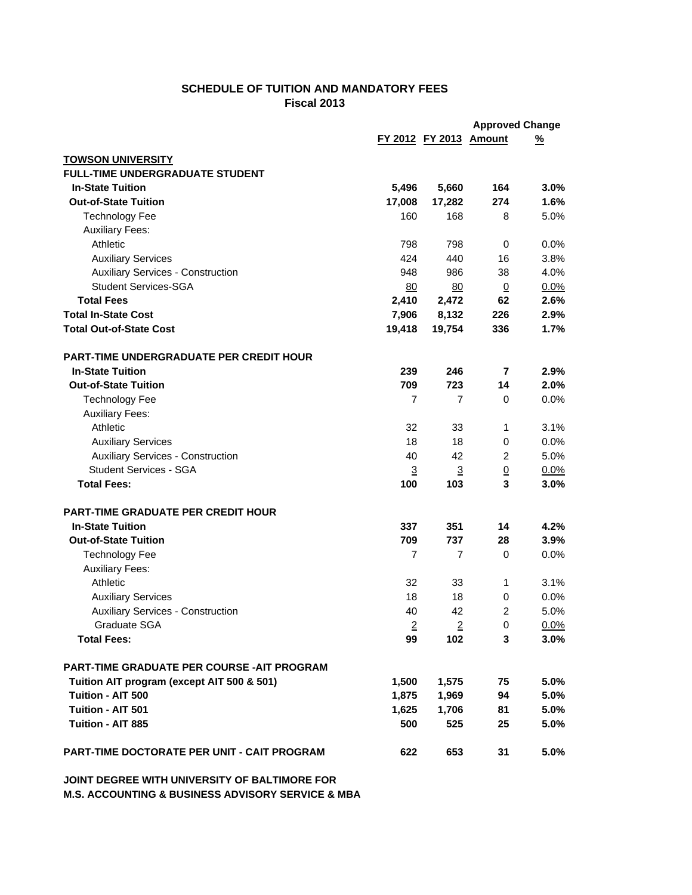# SCHEDULE OF TUITION AND MANDATORY FEES
## Fiscal 2013

| | FY 2012 | FY 2013 | Approved Change Amount | Approved Change % |
|---|---|---|---|---|
| **TOWSON UNIVERSITY** | | | | |
| **FULL-TIME UNDERGRADUATE STUDENT** | | | | |
| **In-State Tuition** | **5,496** | **5,660** | **164** | **3.0%** |
| **Out-of-State Tuition** | **17,008** | **17,282** | **274** | **1.6%** |
| Technology Fee | 160 | 168 | 8 | 5.0% |
| Auxiliary Fees: | | | | |
| Athletic | 798 | 798 | 0 | 0.0% |
| Auxiliary Services | 424 | 440 | 16 | 3.8% |
| Auxiliary Services - Construction | 948 | 986 | 38 | 4.0% |
| Student Services-SGA | 80 | 80 | 0 | 0.0% |
| **Total Fees** | **2,410** | **2,472** | **62** | **2.6%** |
| **Total In-State Cost** | **7,906** | **8,132** | **226** | **2.9%** |
| **Total Out-of-State Cost** | **19,418** | **19,754** | **336** | **1.7%** |
| | | | | |
| **PART-TIME UNDERGRADUATE PER CREDIT HOUR** | | | | |
| **In-State Tuition** | **239** | **246** | **7** | **2.9%** |
| **Out-of-State Tuition** | **709** | **723** | **14** | **2.0%** |
| Technology Fee | 7 | 7 | 0 | 0.0% |
| Auxiliary Fees: | | | | |
| Athletic | 32 | 33 | 1 | 3.1% |
| Auxiliary Services | 18 | 18 | 0 | 0.0% |
| Auxiliary Services - Construction | 40 | 42 | 2 | 5.0% |
| Student Services - SGA | 3 | 3 | 0 | 0.0% |
| **Total Fees:** | **100** | **103** | **3** | **3.0%** |
| | | | | |
| **PART-TIME GRADUATE PER CREDIT HOUR** | | | | |
| **In-State Tuition** | **337** | **351** | **14** | **4.2%** |
| **Out-of-State Tuition** | **709** | **737** | **28** | **3.9%** |
| Technology Fee | 7 | 7 | 0 | 0.0% |
| Auxiliary Fees: | | | | |
| Athletic | 32 | 33 | 1 | 3.1% |
| Auxiliary Services | 18 | 18 | 0 | 0.0% |
| Auxiliary Services - Construction | 40 | 42 | 2 | 5.0% |
| Graduate SGA | 2 | 2 | 0 | 0.0% |
| **Total Fees:** | **99** | **102** | **3** | **3.0%** |
| | | | | |
| **PART-TIME GRADUATE PER COURSE -AIT PROGRAM** | | | | |
| **Tuition AIT program (except AIT 500 & 501)** | **1,500** | **1,575** | **75** | **5.0%** |
| **Tuition - AIT 500** | **1,875** | **1,969** | **94** | **5.0%** |
| **Tuition - AIT 501** | **1,625** | **1,706** | **81** | **5.0%** |
| **Tuition - AIT 885** | **500** | **525** | **25** | **5.0%** |
| | | | | |
| **PART-TIME DOCTORATE PER UNIT - CAIT PROGRAM** | **622** | **653** | **31** | **5.0%** |

**JOINT DEGREE WITH UNIVERSITY OF BALTIMORE FOR**
**M.S. ACCOUNTING & BUSINESS ADVISORY SERVICE & MBA**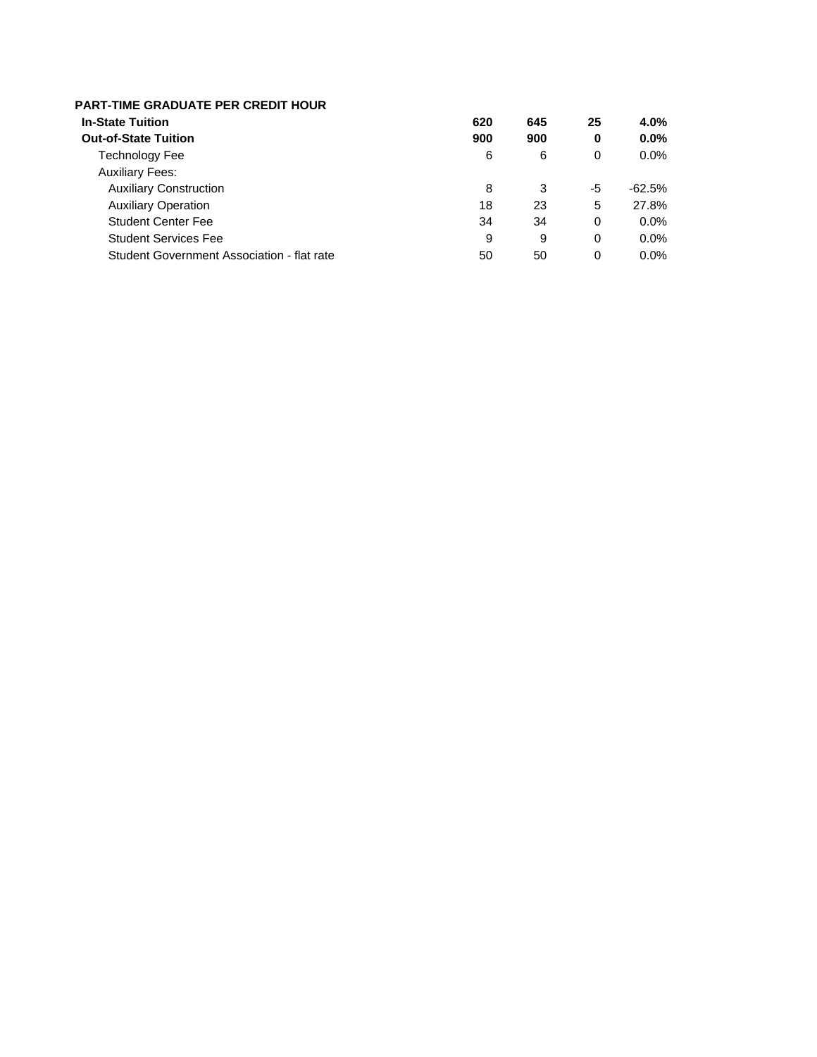| | | | | |
|---|---|---|---|---|
| **PART-TIME GRADUATE PER CREDIT HOUR** | | | | |
| **In-State Tuition** | **620** | **645** | **25** | **4.0%** |
| **Out-of-State Tuition** | **900** | **900** | **0** | **0.0%** |
| Technology Fee | 6 | 6 | 0 | 0.0% |
| Auxiliary Fees: | | | | |
| Auxiliary Construction | 8 | 3 | -5 | -62.5% |
| Auxiliary Operation | 18 | 23 | 5 | 27.8% |
| Student Center Fee | 34 | 34 | 0 | 0.0% |
| Student Services Fee | 9 | 9 | 0 | 0.0% |
| Student Government Association - flat rate | 50 | 50 | 0 | 0.0% |